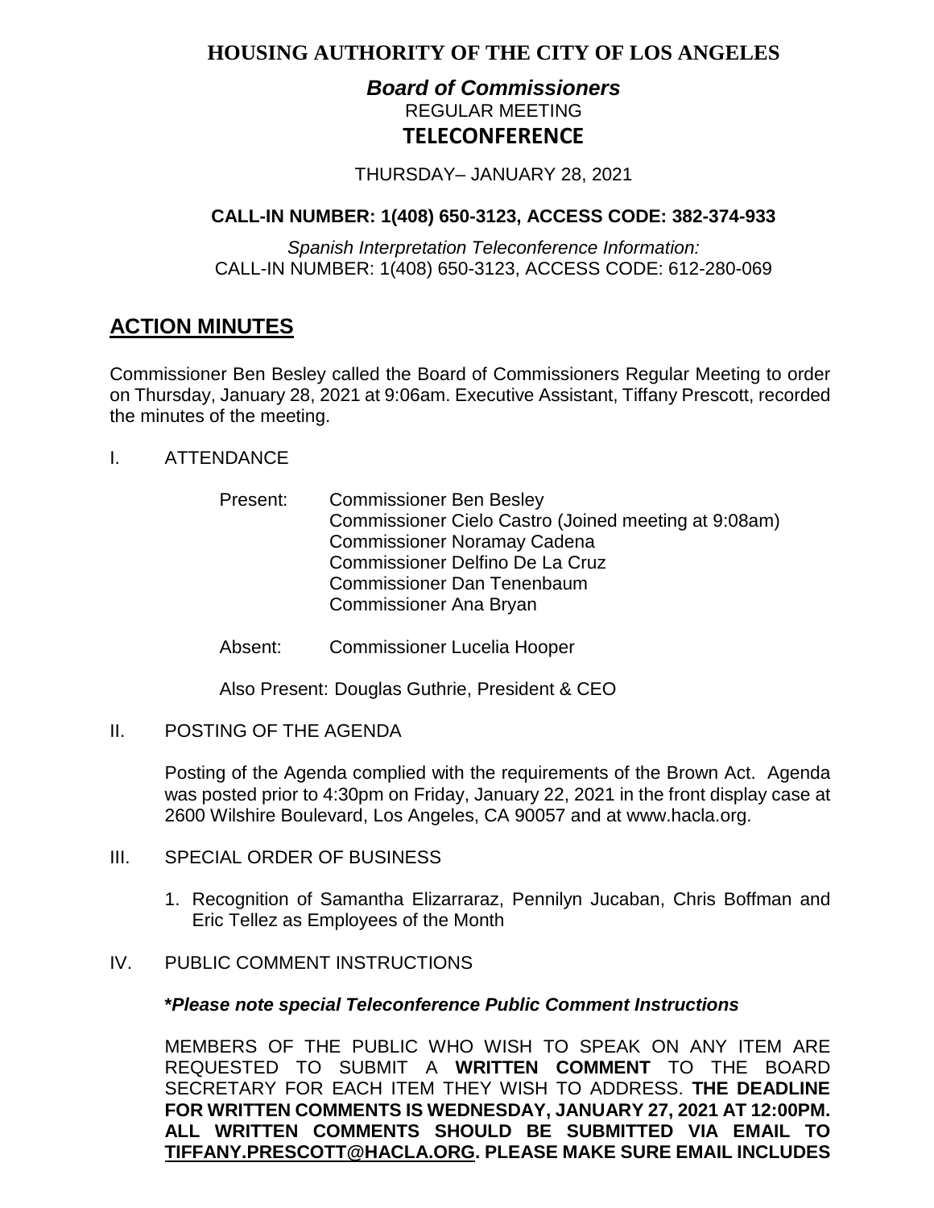# HOUSING AUTHORITY OF THE CITY OF LOS ANGELES

## *Board of Commissioners*

REGULAR MEETING

**TELECONFERENCE**

THURSDAY– JANUARY 28, 2021

**CALL-IN NUMBER: 1(408) 650-3123, ACCESS CODE: 382-374-933**

*Spanish Interpretation Teleconference Information:*
CALL-IN NUMBER: 1(408) 650-3123, ACCESS CODE: 612-280-069

## ACTION MINUTES

Commissioner Ben Besley called the Board of Commissioners Regular Meeting to order on Thursday, January 28, 2021 at 9:06am. Executive Assistant, Tiffany Prescott, recorded the minutes of the meeting.

I. ATTENDANCE

Present: Commissioner Ben Besley
Commissioner Cielo Castro (Joined meeting at 9:08am)
Commissioner Noramay Cadena
Commissioner Delfino De La Cruz
Commissioner Dan Tenenbaum
Commissioner Ana Bryan

Absent: Commissioner Lucelia Hooper

Also Present: Douglas Guthrie, President & CEO

II. POSTING OF THE AGENDA

Posting of the Agenda complied with the requirements of the Brown Act. Agenda was posted prior to 4:30pm on Friday, January 22, 2021 in the front display case at 2600 Wilshire Boulevard, Los Angeles, CA 90057 and at www.hacla.org.

III. SPECIAL ORDER OF BUSINESS

1. Recognition of Samantha Elizarraraz, Pennilyn Jucaban, Chris Boffman and Eric Tellez as Employees of the Month

IV. PUBLIC COMMENT INSTRUCTIONS

***Please note special Teleconference Public Comment Instructions***

MEMBERS OF THE PUBLIC WHO WISH TO SPEAK ON ANY ITEM ARE REQUESTED TO SUBMIT A **WRITTEN COMMENT** TO THE BOARD SECRETARY FOR EACH ITEM THEY WISH TO ADDRESS. **THE DEADLINE FOR WRITTEN COMMENTS IS WEDNESDAY, JANUARY 27, 2021 AT 12:00PM. ALL WRITTEN COMMENTS SHOULD BE SUBMITTED VIA EMAIL TO TIFFANY.PRESCOTT@HACLA.ORG. PLEASE MAKE SURE EMAIL INCLUDES**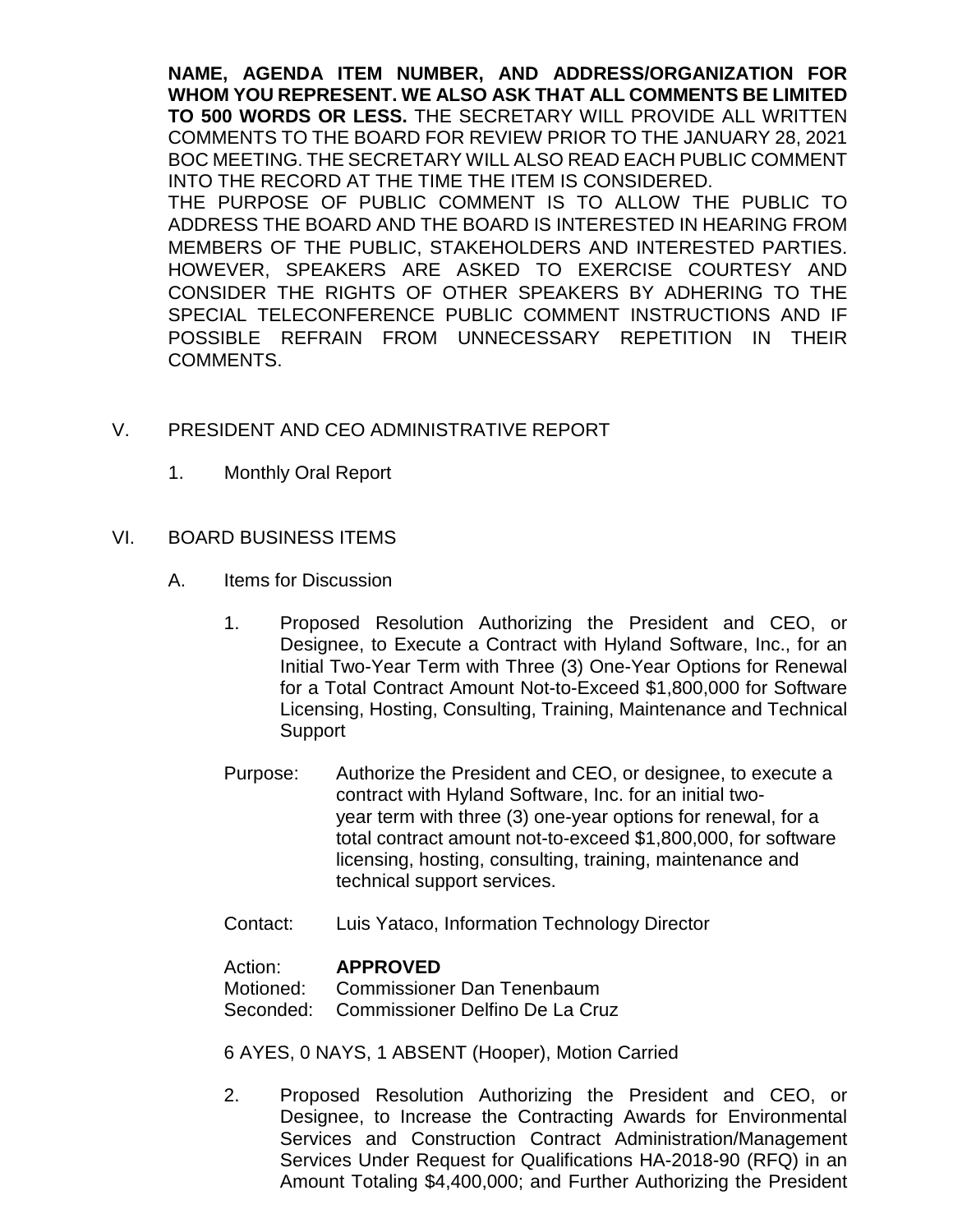**NAME, AGENDA ITEM NUMBER, AND ADDRESS/ORGANIZATION FOR WHOM YOU REPRESENT. WE ALSO ASK THAT ALL COMMENTS BE LIMITED TO 500 WORDS OR LESS.** THE SECRETARY WILL PROVIDE ALL WRITTEN COMMENTS TO THE BOARD FOR REVIEW PRIOR TO THE JANUARY 28, 2021 BOC MEETING. THE SECRETARY WILL ALSO READ EACH PUBLIC COMMENT INTO THE RECORD AT THE TIME THE ITEM IS CONSIDERED.

THE PURPOSE OF PUBLIC COMMENT IS TO ALLOW THE PUBLIC TO ADDRESS THE BOARD AND THE BOARD IS INTERESTED IN HEARING FROM MEMBERS OF THE PUBLIC, STAKEHOLDERS AND INTERESTED PARTIES. HOWEVER, SPEAKERS ARE ASKED TO EXERCISE COURTESY AND CONSIDER THE RIGHTS OF OTHER SPEAKERS BY ADHERING TO THE SPECIAL TELECONFERENCE PUBLIC COMMENT INSTRUCTIONS AND IF POSSIBLE REFRAIN FROM UNNECESSARY REPETITION IN THEIR COMMENTS.

V. PRESIDENT AND CEO ADMINISTRATIVE REPORT

1. Monthly Oral Report

VI. BOARD BUSINESS ITEMS

A. Items for Discussion

1. Proposed Resolution Authorizing the President and CEO, or Designee, to Execute a Contract with Hyland Software, Inc., for an Initial Two-Year Term with Three (3) One-Year Options for Renewal for a Total Contract Amount Not-to-Exceed $1,800,000 for Software Licensing, Hosting, Consulting, Training, Maintenance and Technical Support

Purpose: Authorize the President and CEO, or designee, to execute a contract with Hyland Software, Inc. for an initial two-year term with three (3) one-year options for renewal, for a total contract amount not-to-exceed $1,800,000, for software licensing, hosting, consulting, training, maintenance and technical support services.

Contact: Luis Yataco, Information Technology Director

Action: **APPROVED**
Motioned: Commissioner Dan Tenenbaum
Seconded: Commissioner Delfino De La Cruz

6 AYES, 0 NAYS, 1 ABSENT (Hooper), Motion Carried

2. Proposed Resolution Authorizing the President and CEO, or Designee, to Increase the Contracting Awards for Environmental Services and Construction Contract Administration/Management Services Under Request for Qualifications HA-2018-90 (RFQ) in an Amount Totaling $4,400,000; and Further Authorizing the President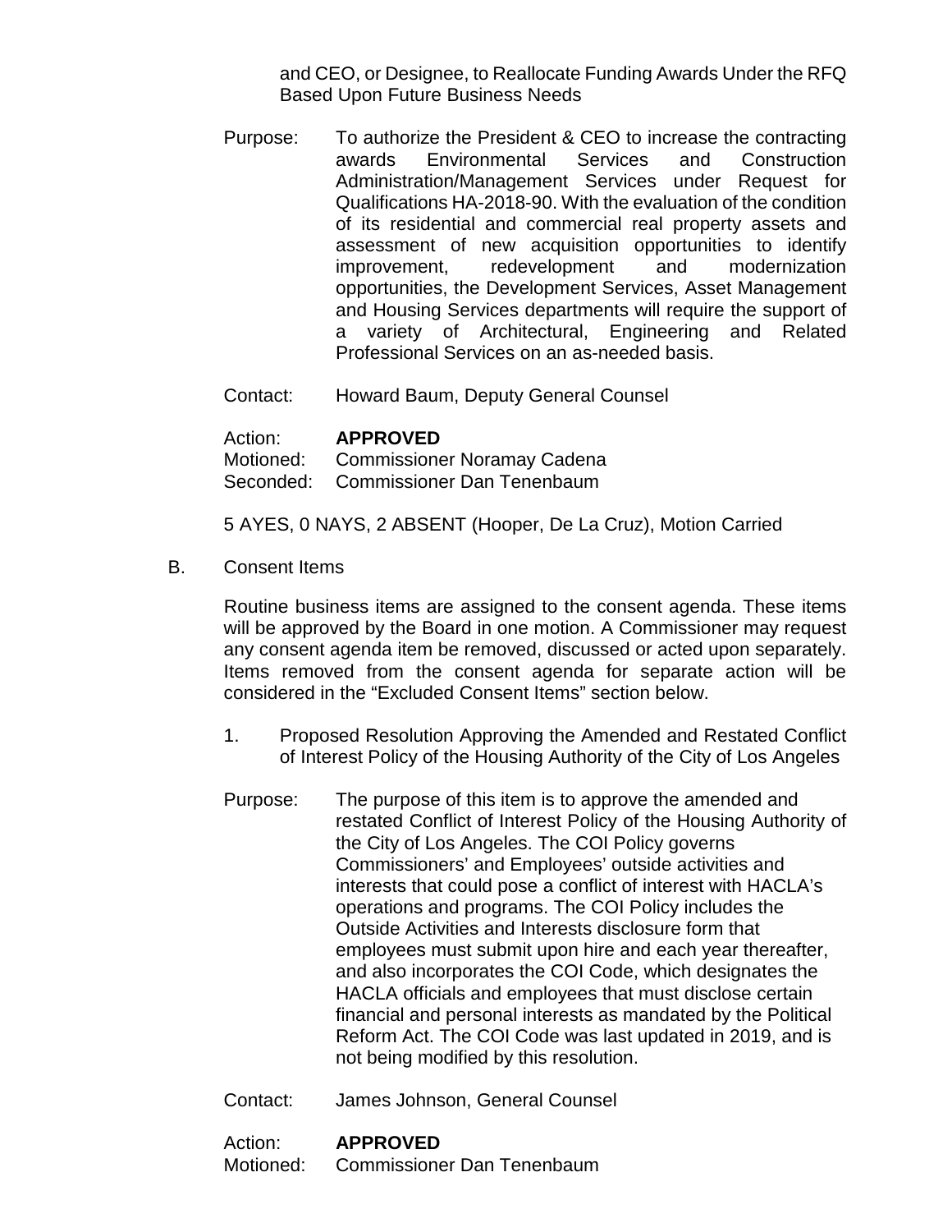and CEO, or Designee, to Reallocate Funding Awards Under the RFQ Based Upon Future Business Needs

Purpose: To authorize the President & CEO to increase the contracting awards Environmental Services and Construction Administration/Management Services under Request for Qualifications HA-2018-90. With the evaluation of the condition of its residential and commercial real property assets and assessment of new acquisition opportunities to identify improvement, redevelopment and modernization opportunities, the Development Services, Asset Management and Housing Services departments will require the support of a variety of Architectural, Engineering and Related Professional Services on an as-needed basis.

Contact: Howard Baum, Deputy General Counsel

Action: **APPROVED**
Motioned: Commissioner Noramay Cadena
Seconded: Commissioner Dan Tenenbaum

5 AYES, 0 NAYS, 2 ABSENT (Hooper, De La Cruz), Motion Carried

B. Consent Items

Routine business items are assigned to the consent agenda. These items will be approved by the Board in one motion. A Commissioner may request any consent agenda item be removed, discussed or acted upon separately. Items removed from the consent agenda for separate action will be considered in the "Excluded Consent Items" section below.

1. Proposed Resolution Approving the Amended and Restated Conflict of Interest Policy of the Housing Authority of the City of Los Angeles

Purpose: The purpose of this item is to approve the amended and restated Conflict of Interest Policy of the Housing Authority of the City of Los Angeles. The COI Policy governs Commissioners' and Employees' outside activities and interests that could pose a conflict of interest with HACLA's operations and programs. The COI Policy includes the Outside Activities and Interests disclosure form that employees must submit upon hire and each year thereafter, and also incorporates the COI Code, which designates the HACLA officials and employees that must disclose certain financial and personal interests as mandated by the Political Reform Act. The COI Code was last updated in 2019, and is not being modified by this resolution.

Contact: James Johnson, General Counsel

Action: **APPROVED**
Motioned: Commissioner Dan Tenenbaum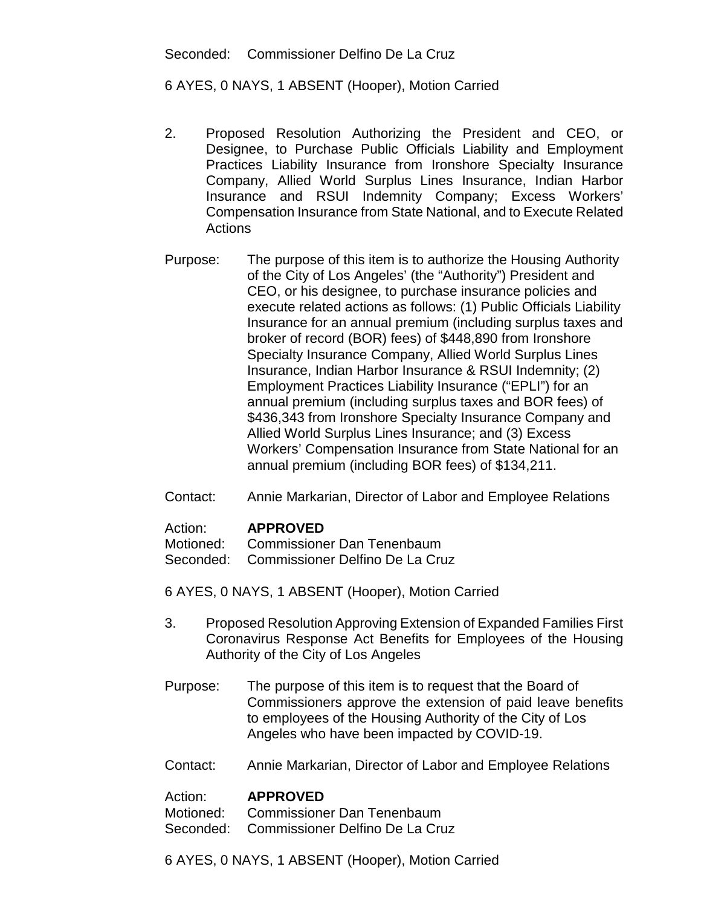Seconded: Commissioner Delfino De La Cruz

6 AYES, 0 NAYS, 1 ABSENT (Hooper), Motion Carried

2. Proposed Resolution Authorizing the President and CEO, or Designee, to Purchase Public Officials Liability and Employment Practices Liability Insurance from Ironshore Specialty Insurance Company, Allied World Surplus Lines Insurance, Indian Harbor Insurance and RSUI Indemnity Company; Excess Workers' Compensation Insurance from State National, and to Execute Related Actions

Purpose: The purpose of this item is to authorize the Housing Authority of the City of Los Angeles' (the "Authority") President and CEO, or his designee, to purchase insurance policies and execute related actions as follows: (1) Public Officials Liability Insurance for an annual premium (including surplus taxes and broker of record (BOR) fees) of $448,890 from Ironshore Specialty Insurance Company, Allied World Surplus Lines Insurance, Indian Harbor Insurance & RSUI Indemnity; (2) Employment Practices Liability Insurance ("EPLI") for an annual premium (including surplus taxes and BOR fees) of $436,343 from Ironshore Specialty Insurance Company and Allied World Surplus Lines Insurance; and (3) Excess Workers' Compensation Insurance from State National for an annual premium (including BOR fees) of $134,211.

Contact: Annie Markarian, Director of Labor and Employee Relations

Action: **APPROVED**
Motioned: Commissioner Dan Tenenbaum
Seconded: Commissioner Delfino De La Cruz

6 AYES, 0 NAYS, 1 ABSENT (Hooper), Motion Carried

3. Proposed Resolution Approving Extension of Expanded Families First Coronavirus Response Act Benefits for Employees of the Housing Authority of the City of Los Angeles

Purpose: The purpose of this item is to request that the Board of Commissioners approve the extension of paid leave benefits to employees of the Housing Authority of the City of Los Angeles who have been impacted by COVID-19.

Contact: Annie Markarian, Director of Labor and Employee Relations

Action: **APPROVED**
Motioned: Commissioner Dan Tenenbaum
Seconded: Commissioner Delfino De La Cruz

6 AYES, 0 NAYS, 1 ABSENT (Hooper), Motion Carried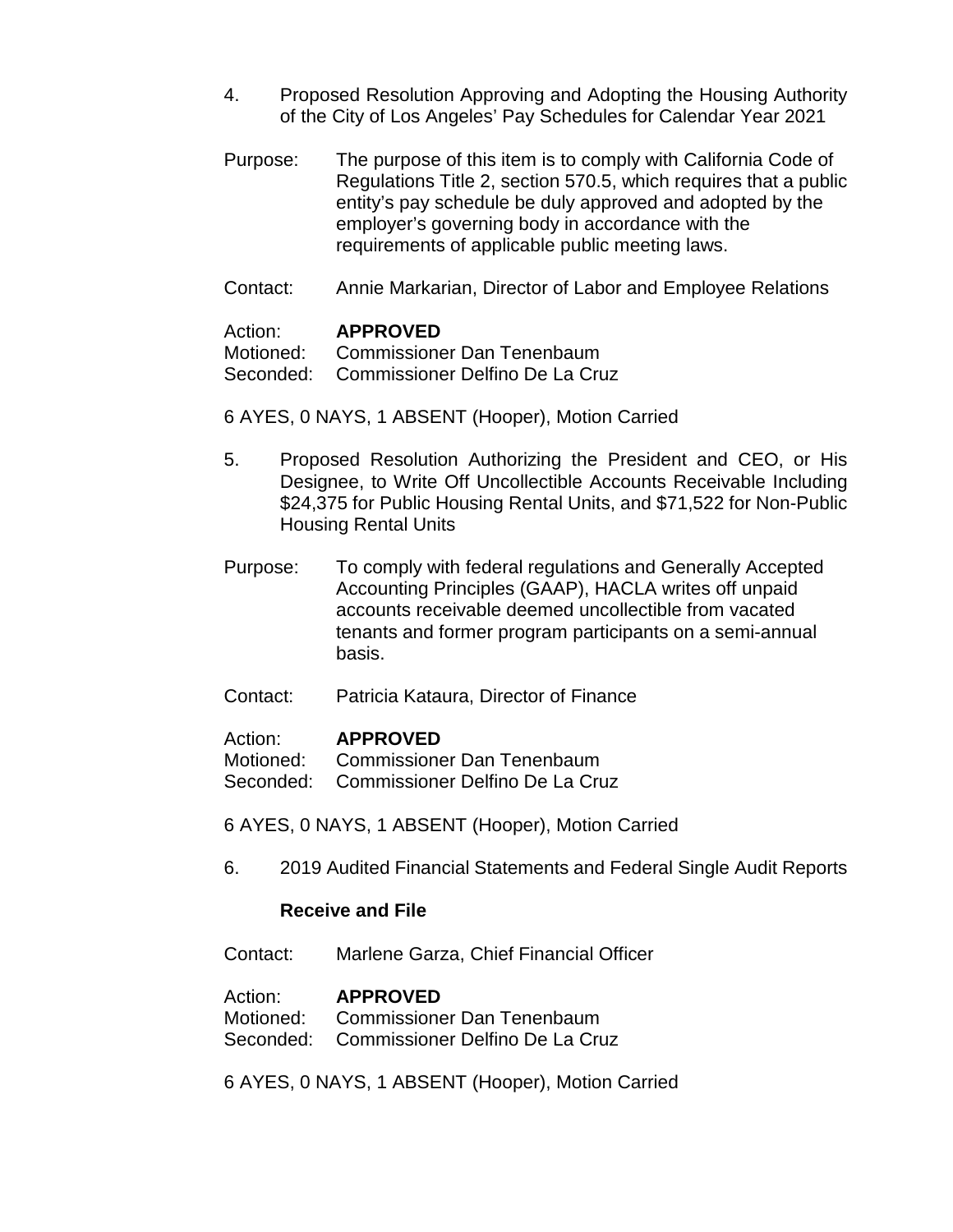4. Proposed Resolution Approving and Adopting the Housing Authority of the City of Los Angeles' Pay Schedules for Calendar Year 2021

Purpose: The purpose of this item is to comply with California Code of Regulations Title 2, section 570.5, which requires that a public entity's pay schedule be duly approved and adopted by the employer's governing body in accordance with the requirements of applicable public meeting laws.

Contact: Annie Markarian, Director of Labor and Employee Relations

Action: **APPROVED**
Motioned: Commissioner Dan Tenenbaum
Seconded: Commissioner Delfino De La Cruz

6 AYES, 0 NAYS, 1 ABSENT (Hooper), Motion Carried

5. Proposed Resolution Authorizing the President and CEO, or His Designee, to Write Off Uncollectible Accounts Receivable Including $24,375 for Public Housing Rental Units, and $71,522 for Non-Public Housing Rental Units

Purpose: To comply with federal regulations and Generally Accepted Accounting Principles (GAAP), HACLA writes off unpaid accounts receivable deemed uncollectible from vacated tenants and former program participants on a semi-annual basis.

Contact: Patricia Kataura, Director of Finance

Action: **APPROVED**
Motioned: Commissioner Dan Tenenbaum
Seconded: Commissioner Delfino De La Cruz

6 AYES, 0 NAYS, 1 ABSENT (Hooper), Motion Carried

6. 2019 Audited Financial Statements and Federal Single Audit Reports

**Receive and File**

Contact: Marlene Garza, Chief Financial Officer

Action: **APPROVED**
Motioned: Commissioner Dan Tenenbaum
Seconded: Commissioner Delfino De La Cruz

6 AYES, 0 NAYS, 1 ABSENT (Hooper), Motion Carried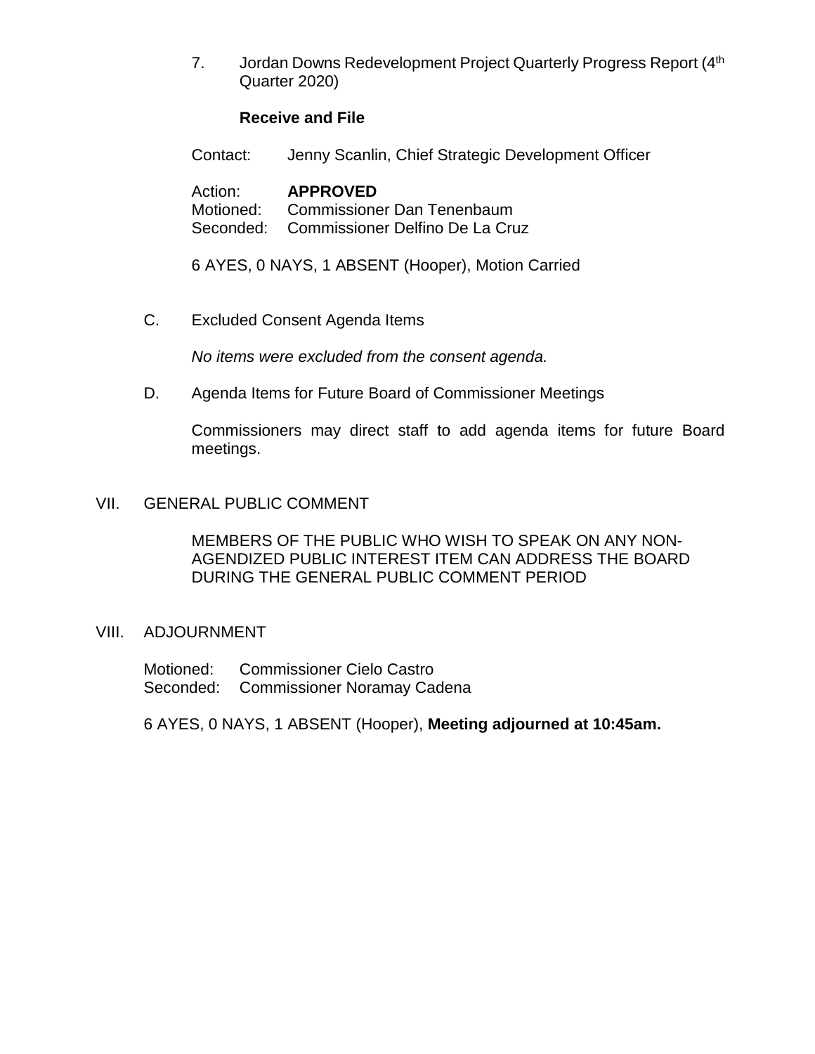7. Jordan Downs Redevelopment Project Quarterly Progress Report (4th Quarter 2020)

   **Receive and File**

   Contact: Jenny Scanlin, Chief Strategic Development Officer

   Action: **APPROVED**
   Motioned: Commissioner Dan Tenenbaum
   Seconded: Commissioner Delfino De La Cruz

   6 AYES, 0 NAYS, 1 ABSENT (Hooper), Motion Carried

C. Excluded Consent Agenda Items

   *No items were excluded from the consent agenda.*

D. Agenda Items for Future Board of Commissioner Meetings

   Commissioners may direct staff to add agenda items for future Board meetings.

VII. GENERAL PUBLIC COMMENT

   MEMBERS OF THE PUBLIC WHO WISH TO SPEAK ON ANY NON-AGENDIZED PUBLIC INTEREST ITEM CAN ADDRESS THE BOARD DURING THE GENERAL PUBLIC COMMENT PERIOD

VIII. ADJOURNMENT

   Motioned: Commissioner Cielo Castro
   Seconded: Commissioner Noramay Cadena

   6 AYES, 0 NAYS, 1 ABSENT (Hooper), **Meeting adjourned at 10:45am.**